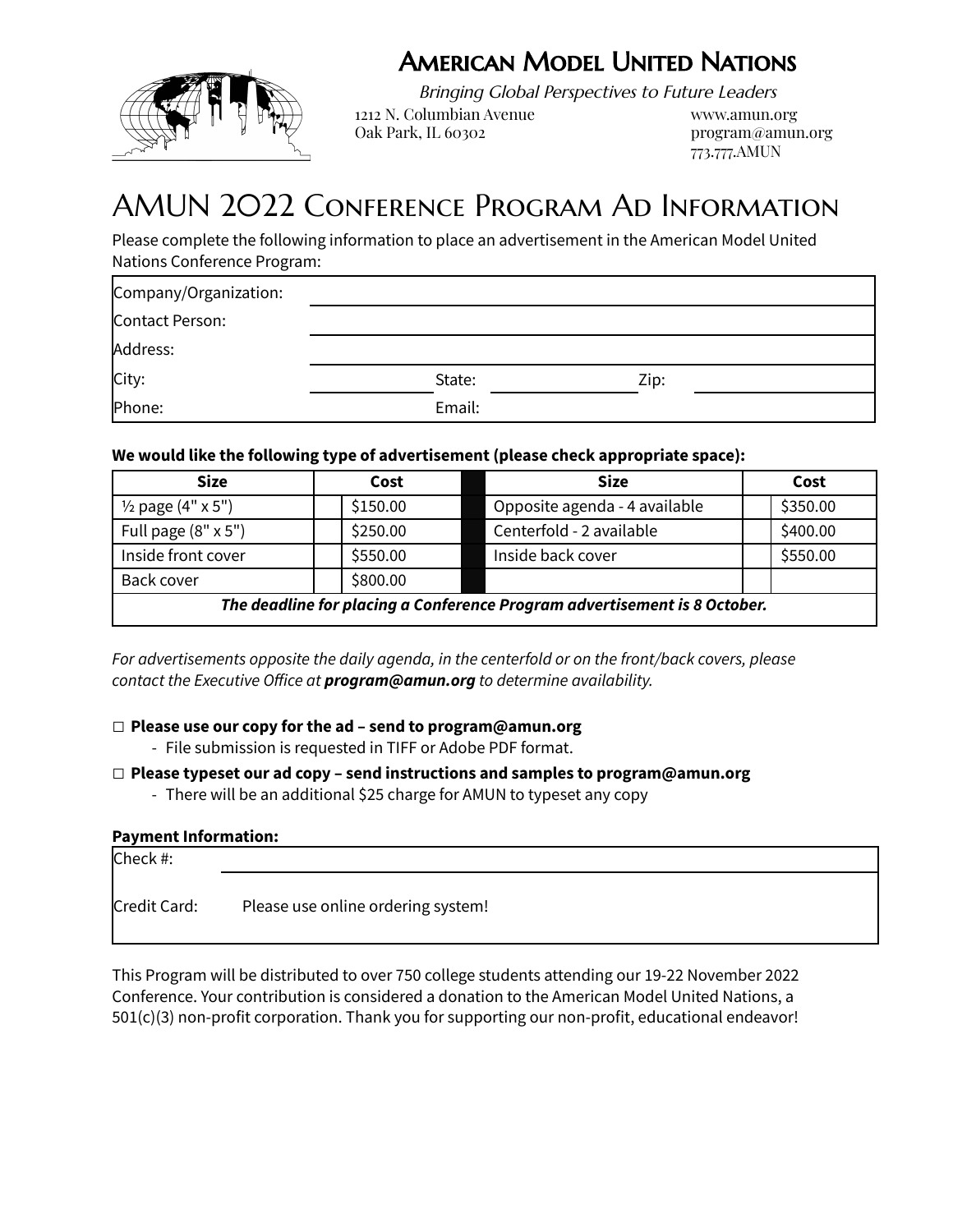# American Model United Nations

*Bringing Global Perspectives to Future Leaders*

1212 N. Columbian Avenue
Oak Park, IL 60302

www.amun.org
program@amun.org
773.777.AMUN

# AMUN 2022 Conference Program Ad Information

Please complete the following information to place an advertisement in the American Model United Nations Conference Program:

| | | | | | |
|---|---|---|---|---|---|
| Company/Organization: | | | | | |
| Contact Person: | | | | | |
| Address: | | | | | |
| City: | | State: | | Zip: | |
| Phone: | | Email: | | | |

**We would like the following type of advertisement (please check appropriate space):**

| Size | | Cost | | Size | | Cost |
|---|---|---|---|---|---|---|
| ½ page (4" x 5") | | $150.00 | | Opposite agenda - 4 available | | $350.00 |
| Full page (8" x 5") | | $250.00 | | Centerfold - 2 available | | $400.00 |
| Inside front cover | | $550.00 | | Inside back cover | | $550.00 |
| Back cover | | $800.00 | | | | |
| ***The deadline for placing a Conference Program advertisement is 8 October.*** | | | | | | |

*For advertisements opposite the daily agenda, in the centerfold or on the front/back covers, please contact the Executive Office at **program@amun.org** to determine availability.*

□ **Please use our copy for the ad – send to program@amun.org**
- File submission is requested in TIFF or Adobe PDF format.

□ **Please typeset our ad copy – send instructions and samples to program@amun.org**
- There will be an additional $25 charge for AMUN to typeset any copy

**Payment Information:**

| | |
|---|---|
| Check #: | |
| Credit Card: | Please use online ordering system! |

This Program will be distributed to over 750 college students attending our 19-22 November 2022 Conference. Your contribution is considered a donation to the American Model United Nations, a 501(c)(3) non-profit corporation. Thank you for supporting our non-profit, educational endeavor!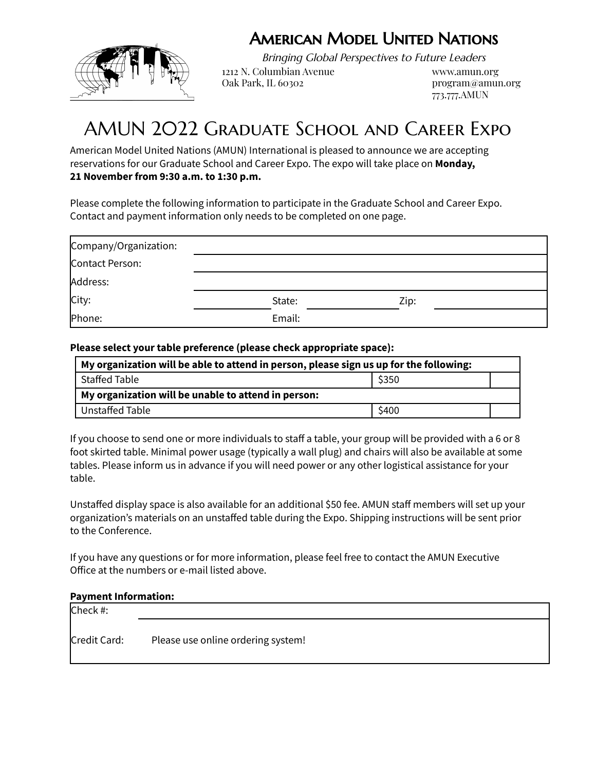# American Model United Nations

*Bringing Global Perspectives to Future Leaders*

1212 N. Columbian Avenue
Oak Park, IL 60302

www.amun.org
program@amun.org
773.777.AMUN

## AMUN 2022 Graduate School and Career Expo

American Model United Nations (AMUN) International is pleased to announce we are accepting reservations for our Graduate School and Career Expo. The expo will take place on **Monday, 21 November from 9:30 a.m. to 1:30 p.m.**

Please complete the following information to participate in the Graduate School and Career Expo. Contact and payment information only needs to be completed on one page.

| | | | | | |
|---|---|---|---|---|---|
| Company/Organization: | | | | | |
| Contact Person: | | | | | |
| Address: | | | | | |
| City: | | State: | | Zip: | |
| Phone: | | Email: | | | |

**Please select your table preference (please check appropriate space):**

| **My organization will be able to attend in person, please sign us up for the following:** | | |
|---|---|---|
| Staffed Table | $350 | |
| **My organization will be unable to attend in person:** | | |
| Unstaffed Table | $400 | |

If you choose to send one or more individuals to staff a table, your group will be provided with a 6 or 8 foot skirted table. Minimal power usage (typically a wall plug) and chairs will also be available at some tables. Please inform us in advance if you will need power or any other logistical assistance for your table.

Unstaffed display space is also available for an additional $50 fee. AMUN staff members will set up your organization's materials on an unstaffed table during the Expo. Shipping instructions will be sent prior to the Conference.

If you have any questions or for more information, please feel free to contact the AMUN Executive Office at the numbers or e-mail listed above.

**Payment Information:**

| | |
|---|---|
| Check #: | |
| Credit Card: | Please use online ordering system! |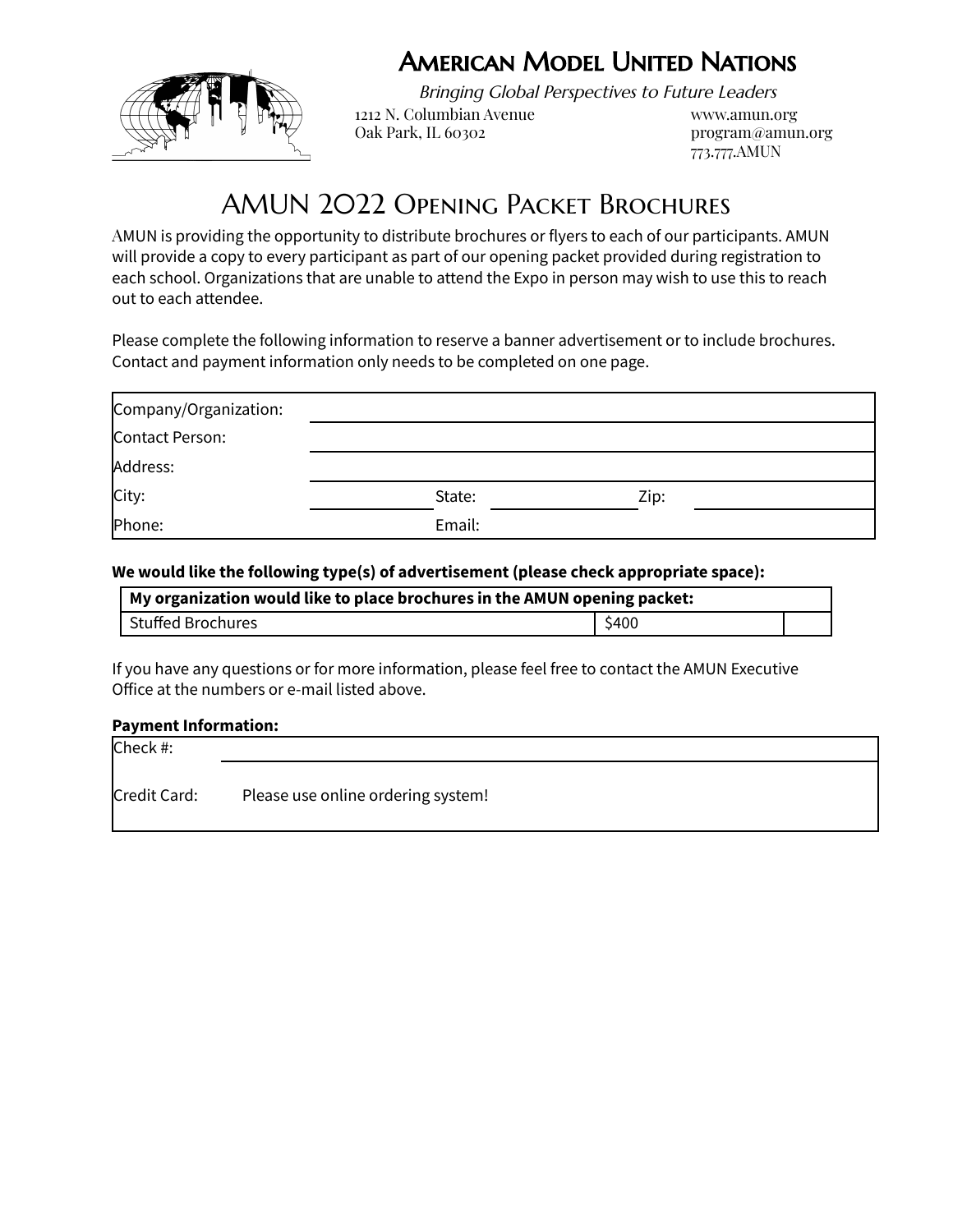# American Model United Nations

*Bringing Global Perspectives to Future Leaders*

1212 N. Columbian Avenue
Oak Park, IL 60302

www.amun.org
program@amun.org
773.777.AMUN

## AMUN 2022 Opening Packet Brochures

AMUN is providing the opportunity to distribute brochures or flyers to each of our participants. AMUN will provide a copy to every participant as part of our opening packet provided during registration to each school. Organizations that are unable to attend the Expo in person may wish to use this to reach out to each attendee.

Please complete the following information to reserve a banner advertisement or to include brochures. Contact and payment information only needs to be completed on one page.

| | | | | | |
|---|---|---|---|---|---|
| Company/Organization: | | | | | |
| Contact Person: | | | | | |
| Address: | | | | | |
| City: | | State: | | Zip: | |
| Phone: | | Email: | | | |

**We would like the following type(s) of advertisement (please check appropriate space):**

| **My organization would like to place brochures in the AMUN opening packet:** | | |
|---|---|---|
| Stuffed Brochures | $400 | |

If you have any questions or for more information, please feel free to contact the AMUN Executive Office at the numbers or e-mail listed above.

**Payment Information:**

| | |
|---|---|
| Check #: | |
| Credit Card: | Please use online ordering system! |